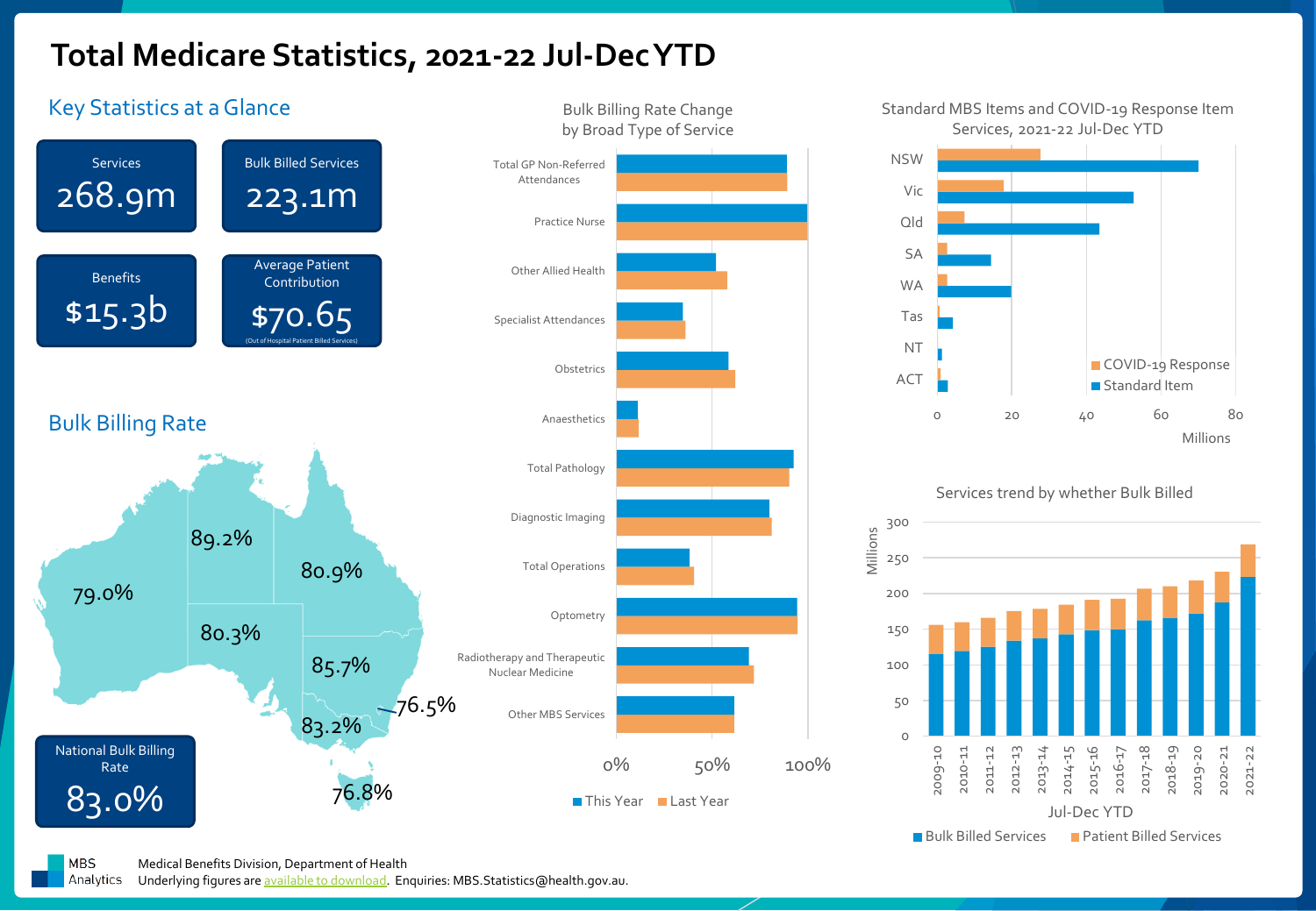# Total Medicare Statistics, 2021-22 Jul-Dec YTD

## Key Statistics at a Glance

| Services | Bulk Billed Services |
|---|---|
| 268.9m | 223.1m |

| Benefits | Average Patient Contribution |
|---|---|
| $15.3b | $70.65 (Out of Hospital Patient Billed Services) |

## Bulk Billing Rate

| State/Territory | Bulk Billing Rate |
|---|---|
| WA | 79.0% |
| NT | 89.2% |
| Qld | 80.9% |
| SA | 80.3% |
| NSW | 85.7% |
| ACT | 76.5% |
| Vic | 83.2% |
| Tas | 76.8% |

National Bulk Billing Rate: **83.0%**

## Bulk Billing Rate Change by Broad Type of Service

Categories (This Year / Last Year):

- Total GP Non-Referred Attendances
- Practice Nurse
- Other Allied Health
- Specialist Attendances
- Obstetrics
- Anaesthetics
- Total Pathology
- Diagnostic Imaging
- Total Operations
- Optometry
- Radiotherapy and Therapeutic Nuclear Medicine
- Other MBS Services

Axis: 0%, 50%, 100%

Legend: This Year, Last Year

## Standard MBS Items and COVID-19 Response Item Services, 2021-22 Jul-Dec YTD

States: NSW, Vic, Qld, SA, WA, Tas, NT, ACT

Axis: 0, 20, 40, 60, 80 (Millions)

Legend: COVID-19 Response, Standard Item

## Services trend by whether Bulk Billed

Millions (0–300), Jul-Dec YTD: 2009-10, 2010-11, 2011-12, 2012-13, 2013-14, 2014-15, 2015-16, 2016-17, 2017-18, 2018-19, 2019-20, 2020-21, 2021-22

Legend: Bulk Billed Services, Patient Billed Services

MBS Analytics — Medical Benefits Division, Department of Health

Underlying figures are available to download. Enquiries: MBS.Statistics@health.gov.au.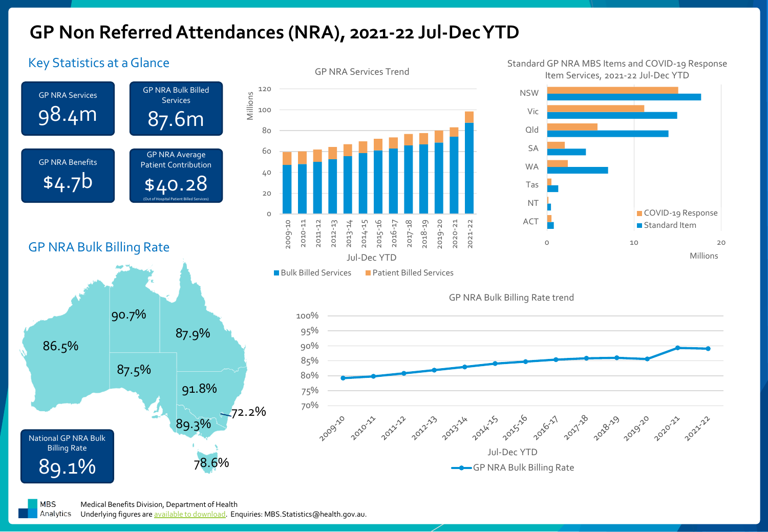# GP Non Referred Attendances (NRA), 2021-22 Jul-Dec YTD

## Key Statistics at a Glance

GP NRA Services
98.4m

GP NRA Bulk Billed Services
87.6m

GP NRA Benefits
$4.7b

GP NRA Average Patient Contribution
$40.28
(Out of Hospital Patient Billed Services)

GP NRA Services Trend

Millions
120
100
80
60
40
20
0

2009-10
2010-11
2011-12
2012-13
2013-14
2014-15
2015-16
2016-17
2017-18
2018-19
2019-20
2020-21
2021-22

Jul-Dec YTD

Bulk Billed Services
Patient Billed Services

Standard GP NRA MBS Items and COVID-19 Response Item Services, 2021-22 Jul-Dec YTD

NSW
Vic
Qld
SA
WA
Tas
NT
ACT

0
10
20
Millions

COVID-19 Response
Standard Item

## GP NRA Bulk Billing Rate

86.5%
90.7%
87.9%
87.5%
91.8%
72.2%
89.3%
78.6%

National GP NRA Bulk Billing Rate
89.1%

GP NRA Bulk Billing Rate trend

100%
95%
90%
85%
80%
75%
70%

2009-10
2010-11
2011-12
2012-13
2013-14
2014-15
2015-16
2016-17
2017-18
2018-19
2019-20
2020-21
2021-22

Jul-Dec YTD

GP NRA Bulk Billing Rate

MBS Analytics

Medical Benefits Division, Department of Health
Underlying figures are available to download. Enquiries: MBS.Statistics@health.gov.au.